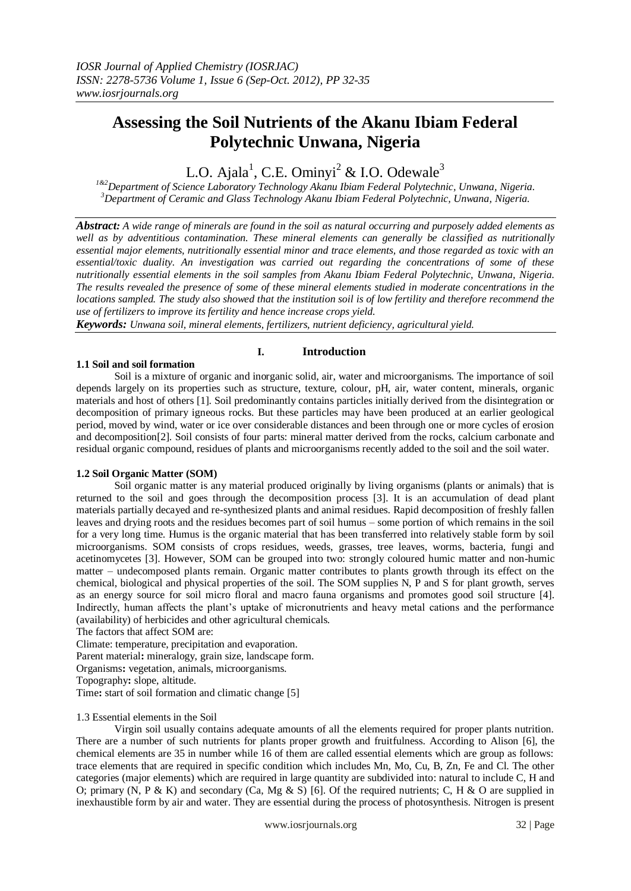# Assessing the Soil Nutrients of the Akanu Ibiam Federal Polytechnic Unwana, Nigeria

L.O. Ajala[1], C.E. Ominyi[2] & I.O. Odewale[3]

[1&2]Department of Science Laboratory Technology Akanu Ibiam Federal Polytechnic, Unwana, Nigeria.
[3]Department of Ceramic and Glass Technology Akanu Ibiam Federal Polytechnic, Unwana, Nigeria.

***Abstract:*** *A wide range of minerals are found in the soil as natural occurring and purposely added elements as well as by adventitious contamination. These mineral elements can generally be classified as nutritionally essential major elements, nutritionally essential minor and trace elements, and those regarded as toxic with an essential/toxic duality. An investigation was carried out regarding the concentrations of some of these nutritionally essential elements in the soil samples from Akanu Ibiam Federal Polytechnic, Unwana, Nigeria. The results revealed the presence of some of these mineral elements studied in moderate concentrations in the locations sampled. The study also showed that the institution soil is of low fertility and therefore recommend the use of fertilizers to improve its fertility and hence increase crops yield.*

***Keywords:*** *Unwana soil, mineral elements, fertilizers, nutrient deficiency, agricultural yield.*

## I. Introduction

### 1.1 Soil and soil formation

Soil is a mixture of organic and inorganic solid, air, water and microorganisms. The importance of soil depends largely on its properties such as structure, texture, colour, pH, air, water content, minerals, organic materials and host of others [1]. Soil predominantly contains particles initially derived from the disintegration or decomposition of primary igneous rocks. But these particles may have been produced at an earlier geological period, moved by wind, water or ice over considerable distances and been through one or more cycles of erosion and decomposition[2]. Soil consists of four parts: mineral matter derived from the rocks, calcium carbonate and residual organic compound, residues of plants and microorganisms recently added to the soil and the soil water.

### 1.2 Soil Organic Matter (SOM)

Soil organic matter is any material produced originally by living organisms (plants or animals) that is returned to the soil and goes through the decomposition process [3]. It is an accumulation of dead plant materials partially decayed and re-synthesized plants and animal residues. Rapid decomposition of freshly fallen leaves and drying roots and the residues becomes part of soil humus – some portion of which remains in the soil for a very long time. Humus is the organic material that has been transferred into relatively stable form by soil microorganisms. SOM consists of crops residues, weeds, grasses, tree leaves, worms, bacteria, fungi and acetinomycetes [3]. However, SOM can be grouped into two: strongly coloured humic matter and non-humic matter – undecomposed plants remain. Organic matter contributes to plants growth through its effect on the chemical, biological and physical properties of the soil. The SOM supplies N, P and S for plant growth, serves as an energy source for soil micro floral and macro fauna organisms and promotes good soil structure [4]. Indirectly, human affects the plant's uptake of micronutrients and heavy metal cations and the performance (availability) of herbicides and other agricultural chemicals.

The factors that affect SOM are:

Climate: temperature, precipitation and evaporation.
Parent material**:** mineralogy, grain size, landscape form.
Organisms**:** vegetation, animals, microorganisms.
Topography**:** slope, altitude.
Time**:** start of soil formation and climatic change [5]

### 1.3 Essential elements in the Soil

Virgin soil usually contains adequate amounts of all the elements required for proper plants nutrition. There are a number of such nutrients for plants proper growth and fruitfulness. According to Alison [6], the chemical elements are 35 in number while 16 of them are called essential elements which are group as follows: trace elements that are required in specific condition which includes Mn, Mo, Cu, B, Zn, Fe and Cl. The other categories (major elements) which are required in large quantity are subdivided into: natural to include C, H and O; primary (N, P & K) and secondary (Ca, Mg & S) [6]. Of the required nutrients; C, H & O are supplied in inexhaustible form by air and water. They are essential during the process of photosynthesis. Nitrogen is present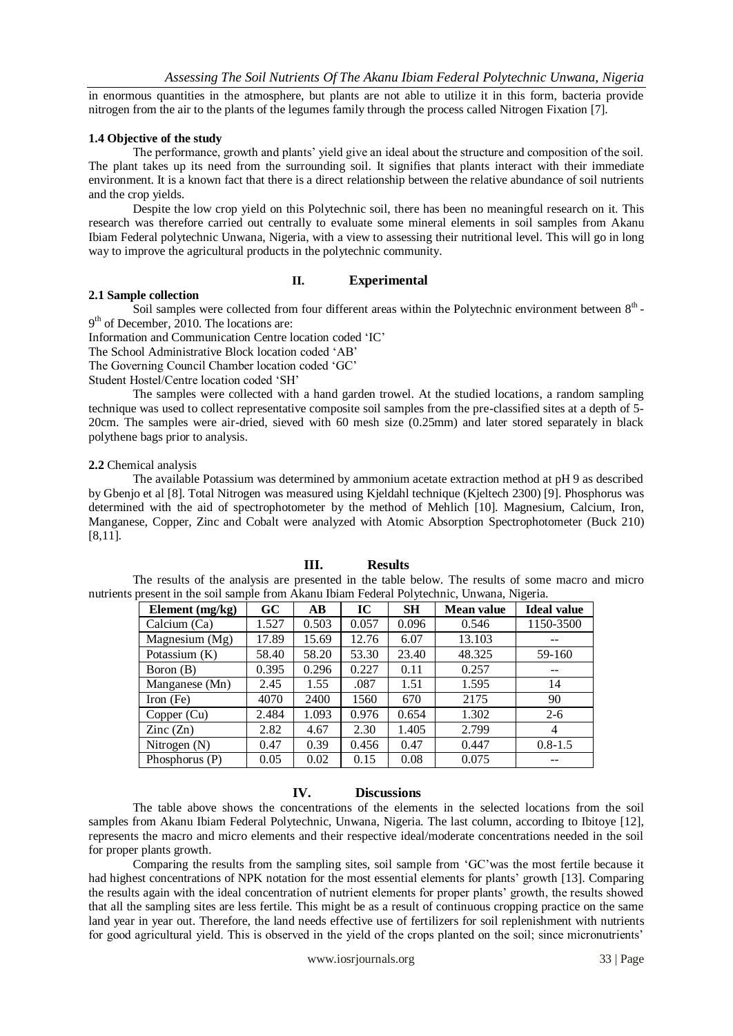in enormous quantities in the atmosphere, but plants are not able to utilize it in this form, bacteria provide nitrogen from the air to the plants of the legumes family through the process called Nitrogen Fixation [7].

### 1.4 Objective of the study

The performance, growth and plants' yield give an ideal about the structure and composition of the soil. The plant takes up its need from the surrounding soil. It signifies that plants interact with their immediate environment. It is a known fact that there is a direct relationship between the relative abundance of soil nutrients and the crop yields.

Despite the low crop yield on this Polytechnic soil, there has been no meaningful research on it. This research was therefore carried out centrally to evaluate some mineral elements in soil samples from Akanu Ibiam Federal polytechnic Unwana, Nigeria, with a view to assessing their nutritional level. This will go in long way to improve the agricultural products in the polytechnic community.

## II. Experimental

### 2.1 Sample collection

Soil samples were collected from four different areas within the Polytechnic environment between 8[th] - 9[th] of December, 2010. The locations are:

Information and Communication Centre location coded 'IC'

The School Administrative Block location coded 'AB'

The Governing Council Chamber location coded 'GC'

Student Hostel/Centre location coded 'SH'

The samples were collected with a hand garden trowel. At the studied locations, a random sampling technique was used to collect representative composite soil samples from the pre-classified sites at a depth of 5-20cm. The samples were air-dried, sieved with 60 mesh size (0.25mm) and later stored separately in black polythene bags prior to analysis.

**2.2** Chemical analysis

The available Potassium was determined by ammonium acetate extraction method at pH 9 as described by Gbenjo et al [8]. Total Nitrogen was measured using Kjeldahl technique (Kjeltech 2300) [9]. Phosphorus was determined with the aid of spectrophotometer by the method of Mehlich [10]. Magnesium, Calcium, Iron, Manganese, Copper, Zinc and Cobalt were analyzed with Atomic Absorption Spectrophotometer (Buck 210) [8,11].

## III. Results

The results of the analysis are presented in the table below. The results of some macro and micro nutrients present in the soil sample from Akanu Ibiam Federal Polytechnic, Unwana, Nigeria.

| Element (mg/kg) | GC | AB | IC | SH | Mean value | Ideal value |
|---|---|---|---|---|---|---|
| Calcium (Ca) | 1.527 | 0.503 | 0.057 | 0.096 | 0.546 | 1150-3500 |
| Magnesium (Mg) | 17.89 | 15.69 | 12.76 | 6.07 | 13.103 | -- |
| Potassium (K) | 58.40 | 58.20 | 53.30 | 23.40 | 48.325 | 59-160 |
| Boron (B) | 0.395 | 0.296 | 0.227 | 0.11 | 0.257 | -- |
| Manganese (Mn) | 2.45 | 1.55 | .087 | 1.51 | 1.595 | 14 |
| Iron (Fe) | 4070 | 2400 | 1560 | 670 | 2175 | 90 |
| Copper (Cu) | 2.484 | 1.093 | 0.976 | 0.654 | 1.302 | 2-6 |
| Zinc (Zn) | 2.82 | 4.67 | 2.30 | 1.405 | 2.799 | 4 |
| Nitrogen (N) | 0.47 | 0.39 | 0.456 | 0.47 | 0.447 | 0.8-1.5 |
| Phosphorus (P) | 0.05 | 0.02 | 0.15 | 0.08 | 0.075 | -- |

## IV. Discussions

The table above shows the concentrations of the elements in the selected locations from the soil samples from Akanu Ibiam Federal Polytechnic, Unwana, Nigeria. The last column, according to Ibitoye [12], represents the macro and micro elements and their respective ideal/moderate concentrations needed in the soil for proper plants growth.

Comparing the results from the sampling sites, soil sample from 'GC'was the most fertile because it had highest concentrations of NPK notation for the most essential elements for plants' growth [13]. Comparing the results again with the ideal concentration of nutrient elements for proper plants' growth, the results showed that all the sampling sites are less fertile. This might be as a result of continuous cropping practice on the same land year in year out. Therefore, the land needs effective use of fertilizers for soil replenishment with nutrients for good agricultural yield. This is observed in the yield of the crops planted on the soil; since micronutrients'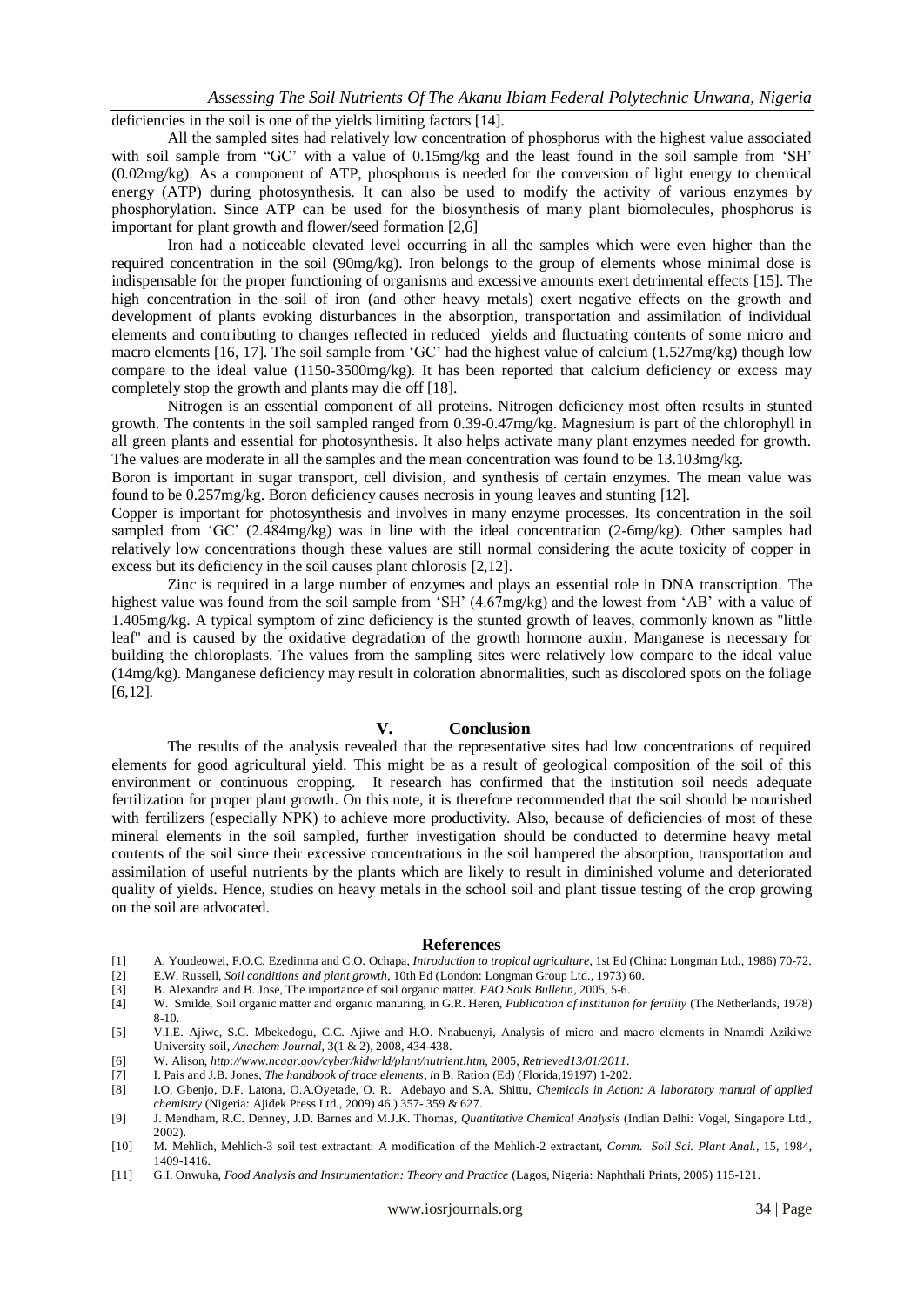deficiencies in the soil is one of the yields limiting factors [14].

All the sampled sites had relatively low concentration of phosphorus with the highest value associated with soil sample from "GC' with a value of 0.15mg/kg and the least found in the soil sample from 'SH' (0.02mg/kg). As a component of ATP, phosphorus is needed for the conversion of light energy to chemical energy (ATP) during photosynthesis. It can also be used to modify the activity of various enzymes by phosphorylation. Since ATP can be used for the biosynthesis of many plant biomolecules, phosphorus is important for plant growth and flower/seed formation [2,6]

Iron had a noticeable elevated level occurring in all the samples which were even higher than the required concentration in the soil (90mg/kg). Iron belongs to the group of elements whose minimal dose is indispensable for the proper functioning of organisms and excessive amounts exert detrimental effects [15]. The high concentration in the soil of iron (and other heavy metals) exert negative effects on the growth and development of plants evoking disturbances in the absorption, transportation and assimilation of individual elements and contributing to changes reflected in reduced yields and fluctuating contents of some micro and macro elements [16, 17]. The soil sample from 'GC' had the highest value of calcium (1.527mg/kg) though low compare to the ideal value (1150-3500mg/kg). It has been reported that calcium deficiency or excess may completely stop the growth and plants may die off [18].

Nitrogen is an essential component of all proteins. Nitrogen deficiency most often results in stunted growth. The contents in the soil sampled ranged from 0.39-0.47mg/kg. Magnesium is part of the chlorophyll in all green plants and essential for photosynthesis. It also helps activate many plant enzymes needed for growth. The values are moderate in all the samples and the mean concentration was found to be 13.103mg/kg.

Boron is important in sugar transport, cell division, and synthesis of certain enzymes. The mean value was found to be 0.257mg/kg. Boron deficiency causes necrosis in young leaves and stunting [12].

Copper is important for photosynthesis and involves in many enzyme processes. Its concentration in the soil sampled from 'GC' (2.484mg/kg) was in line with the ideal concentration (2-6mg/kg). Other samples had relatively low concentrations though these values are still normal considering the acute toxicity of copper in excess but its deficiency in the soil causes plant chlorosis [2,12].

Zinc is required in a large number of enzymes and plays an essential role in DNA transcription. The highest value was found from the soil sample from 'SH' (4.67mg/kg) and the lowest from 'AB' with a value of 1.405mg/kg. A typical symptom of zinc deficiency is the stunted growth of leaves, commonly known as "little leaf" and is caused by the oxidative degradation of the growth hormone auxin. Manganese is necessary for building the chloroplasts. The values from the sampling sites were relatively low compare to the ideal value (14mg/kg). Manganese deficiency may result in coloration abnormalities, such as discolored spots on the foliage [6,12].

## V. Conclusion

The results of the analysis revealed that the representative sites had low concentrations of required elements for good agricultural yield. This might be as a result of geological composition of the soil of this environment or continuous cropping. It research has confirmed that the institution soil needs adequate fertilization for proper plant growth. On this note, it is therefore recommended that the soil should be nourished with fertilizers (especially NPK) to achieve more productivity. Also, because of deficiencies of most of these mineral elements in the soil sampled, further investigation should be conducted to determine heavy metal contents of the soil since their excessive concentrations in the soil hampered the absorption, transportation and assimilation of useful nutrients by the plants which are likely to result in diminished volume and deteriorated quality of yields. Hence, studies on heavy metals in the school soil and plant tissue testing of the crop growing on the soil are advocated.

## References

[1] A. Youdeowei, F.O.C. Ezedinma and C.O. Ochapa, *Introduction to tropical agriculture*, 1st Ed (China: Longman Ltd., 1986) 70-72.

[2] E.W. Russell, *Soil conditions and plant growth*, 10th Ed (London: Longman Group Ltd., 1973) 60.

[3] B. Alexandra and B. Jose, The importance of soil organic matter. *FAO Soils Bulletin*, 2005, 5-6.

[4] W. Smilde, Soil organic matter and organic manuring, in G.R. Heren, *Publication of institution for fertility* (The Netherlands, 1978) 8-10.

[5] V.I.E. Ajiwe, S.C. Mbekedogu, C.C. Ajiwe and H.O. Nnabuenyi, Analysis of micro and macro elements in Nnamdi Azikiwe University soil, *Anachem Journal*, 3(1 & 2), 2008, 434-438.

[6] W. Alison, *http://www.ncagr.gov/cyber/kidwrld/plant/nutrient.htm*, 2005, *Retrieved13/01/2011*.

[7] I. Pais and J.B. Jones, *The handbook of trace elements*, in B. Ration (Ed) (Florida,19197) 1-202.

[8] I.O. Gbenjo, D.F. Latona, O.A.Oyetade, O. R. Adebayo and S.A. Shittu, *Chemicals in Action: A laboratory manual of applied chemistry* (Nigeria: Ajidek Press Ltd., 2009) 46.) 357- 359 & 627.

[9] J. Mendham, R.C. Denney, J.D. Barnes and M.J.K. Thomas, *Quantitative Chemical Analysis* (Indian Delhi: Vogel, Singapore Ltd., 2002).

[10] M. Mehlich, Mehlich-3 soil test extractant: A modification of the Mehlich-2 extractant, *Comm. Soil Sci. Plant Anal.*, 15, 1984, 1409-1416.

[11] G.I. Onwuka, *Food Analysis and Instrumentation: Theory and Practice* (Lagos, Nigeria: Naphthali Prints, 2005) 115-121.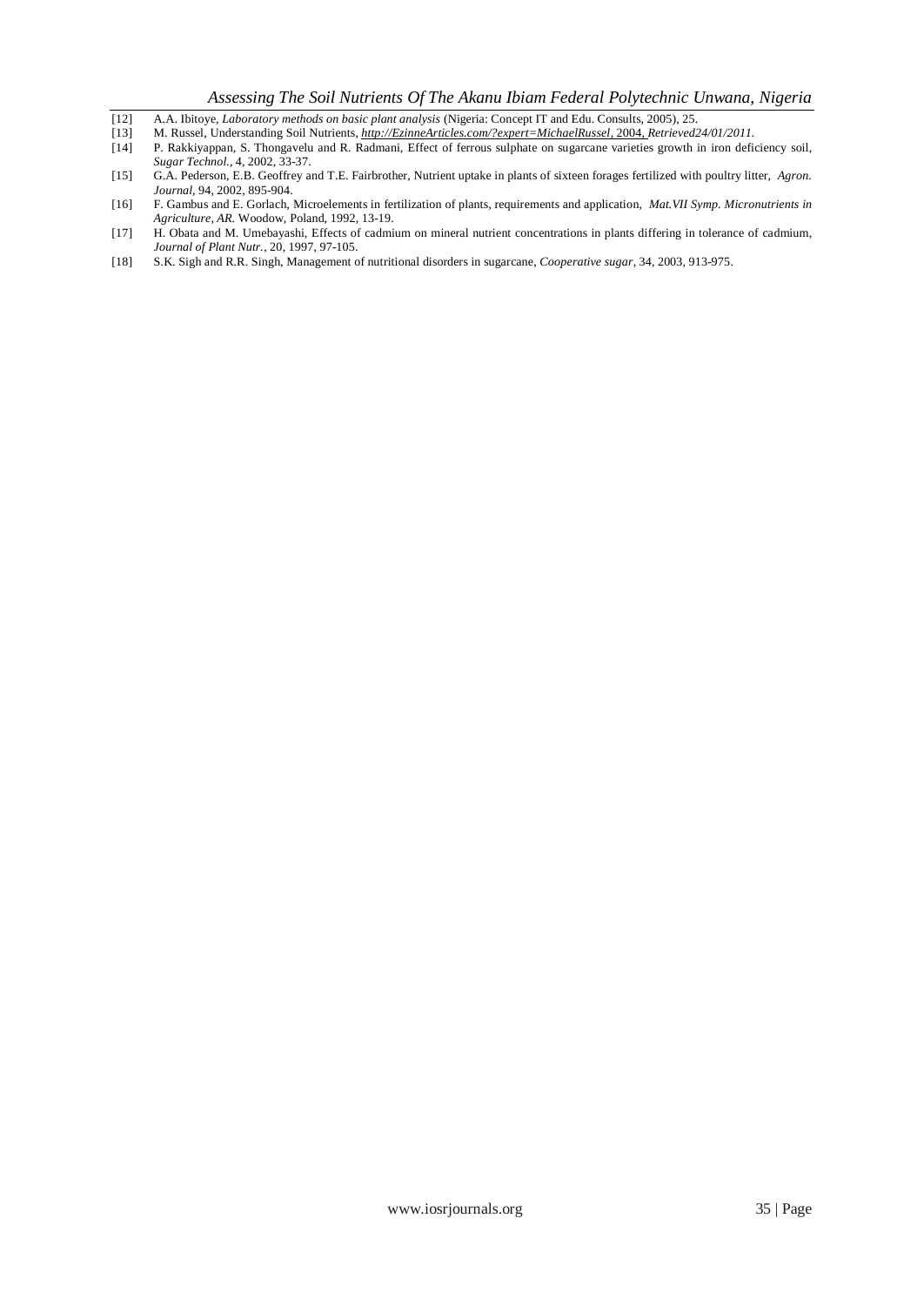[12] A.A. Ibitoye, *Laboratory methods on basic plant analysis* (Nigeria: Concept IT and Edu. Consults, 2005), 25.

[13] M. Russel, Understanding Soil Nutrients, *http://EzinneArticles.com/?expert=MichaelRussel*, 2004, *Retrieved24/01/2011*.

[14] P. Rakkiyappan, S. Thongavelu and R. Radmani, Effect of ferrous sulphate on sugarcane varieties growth in iron deficiency soil, *Sugar Technol.*, 4, 2002, 33-37.

[15] G.A. Pederson, E.B. Geoffrey and T.E. Fairbrother, Nutrient uptake in plants of sixteen forages fertilized with poultry litter, *Agron. Journal*, 94, 2002, 895-904.

[16] F. Gambus and E. Gorlach, Microelements in fertilization of plants, requirements and application, *Mat.VII Symp. Micronutrients in Agriculture, AR.* Woodow, Poland, 1992, 13-19.

[17] H. Obata and M. Umebayashi, Effects of cadmium on mineral nutrient concentrations in plants differing in tolerance of cadmium, *Journal of Plant Nutr.*, 20, 1997, 97-105.

[18] S.K. Sigh and R.R. Singh, Management of nutritional disorders in sugarcane, *Cooperative sugar*, 34, 2003, 913-975.